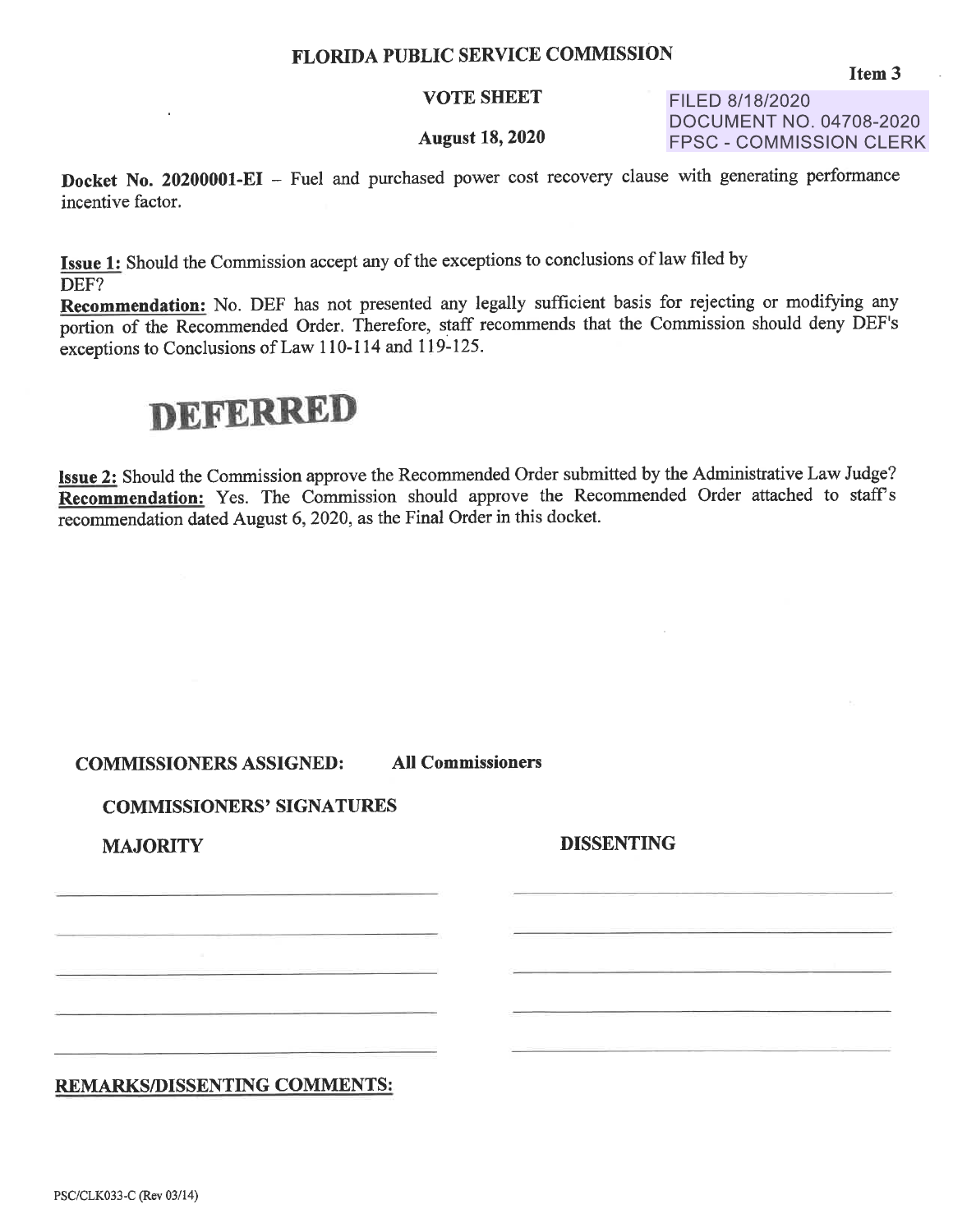# FLORIDA PUBLIC SERVICE COMMISSION

Item 3

**VOTE SHEET**

**August 18, 2020**

FILED 8/18/2020
DOCUMENT NO. 04708-2020
FPSC - COMMISSION CLERK

**Docket No. 20200001-EI** – Fuel and purchased power cost recovery clause with generating performance incentive factor.

**Issue 1:** Should the Commission accept any of the exceptions to conclusions of law filed by DEF?

**Recommendation:** No. DEF has not presented any legally sufficient basis for rejecting or modifying any portion of the Recommended Order. Therefore, staff recommends that the Commission should deny DEF's exceptions to Conclusions of Law 110-114 and 119-125.

# DEFERRED

**Issue 2:** Should the Commission approve the Recommended Order submitted by the Administrative Law Judge?

**Recommendation:** Yes. The Commission should approve the Recommended Order attached to staff's recommendation dated August 6, 2020, as the Final Order in this docket.

**COMMISSIONERS ASSIGNED:** **All Commissioners**

**COMMISSIONERS' SIGNATURES**

| MAJORITY | DISSENTING |
|---|---|
| | |
| | |
| | |
| | |
| | |

**REMARKS/DISSENTING COMMENTS:**

PSC/CLK033-C (Rev 03/14)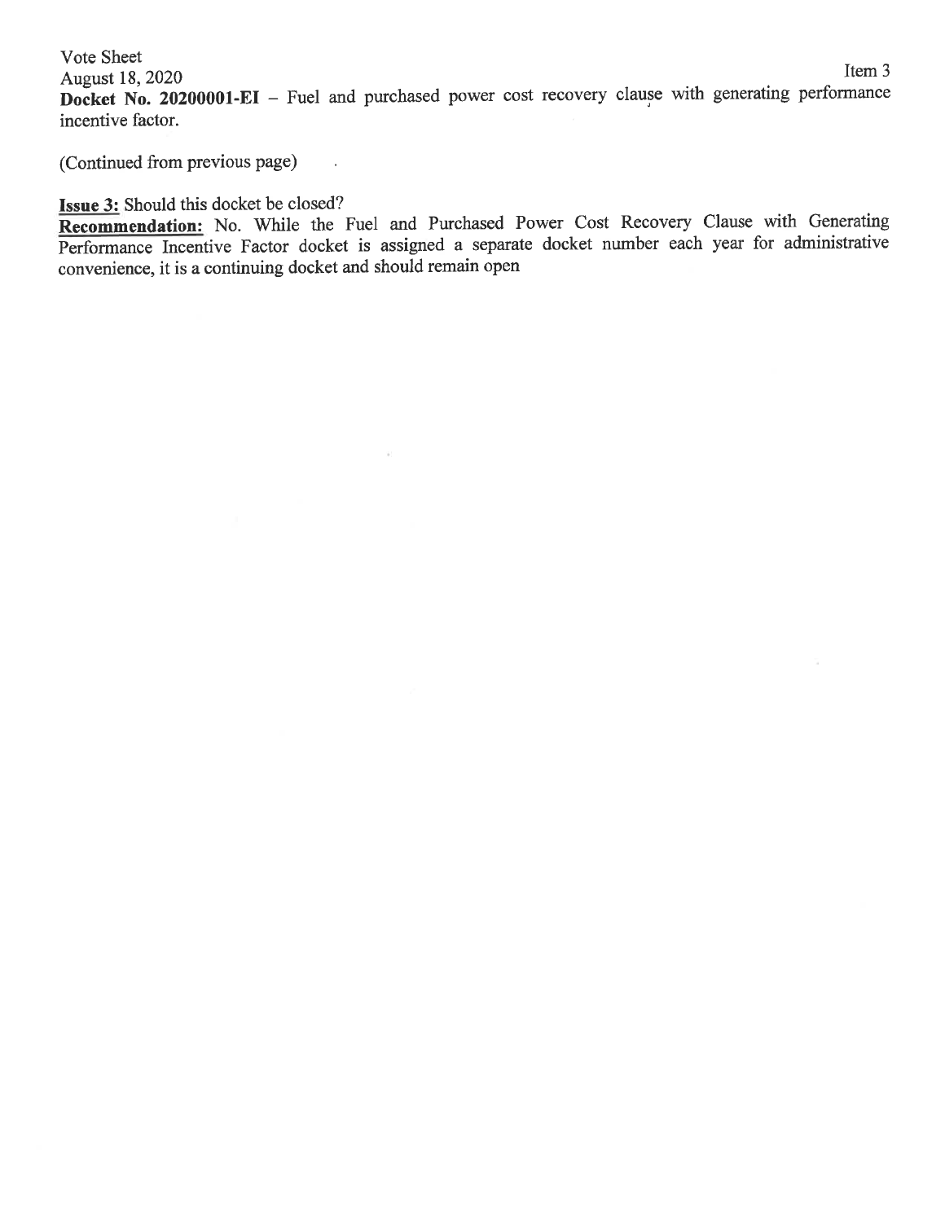Vote Sheet
August 18, 2020
Item 3

**Docket No. 20200001-EI** – Fuel and purchased power cost recovery clause with generating performance incentive factor.

(Continued from previous page)

**Issue 3:** Should this docket be closed?

**Recommendation:** No. While the Fuel and Purchased Power Cost Recovery Clause with Generating Performance Incentive Factor docket is assigned a separate docket number each year for administrative convenience, it is a continuing docket and should remain open